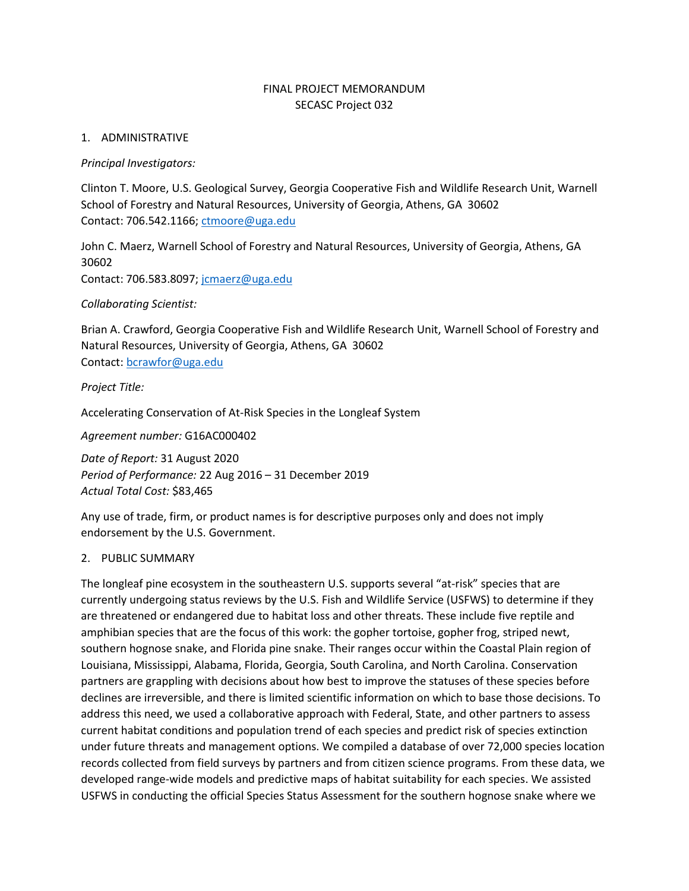FINAL PROJECT MEMORANDUM
SECASC Project 032

## 1. ADMINISTRATIVE

*Principal Investigators:*

Clinton T. Moore, U.S. Geological Survey, Georgia Cooperative Fish and Wildlife Research Unit, Warnell School of Forestry and Natural Resources, University of Georgia, Athens, GA 30602
Contact: 706.542.1166; ctmoore@uga.edu

John C. Maerz, Warnell School of Forestry and Natural Resources, University of Georgia, Athens, GA 30602
Contact: 706.583.8097; jcmaerz@uga.edu

*Collaborating Scientist:*

Brian A. Crawford, Georgia Cooperative Fish and Wildlife Research Unit, Warnell School of Forestry and Natural Resources, University of Georgia, Athens, GA 30602
Contact: bcrawfor@uga.edu

*Project Title:*

Accelerating Conservation of At-Risk Species in the Longleaf System

*Agreement number:* G16AC000402

*Date of Report:* 31 August 2020
*Period of Performance:* 22 Aug 2016 – 31 December 2019
*Actual Total Cost:* $83,465

Any use of trade, firm, or product names is for descriptive purposes only and does not imply endorsement by the U.S. Government.

## 2. PUBLIC SUMMARY

The longleaf pine ecosystem in the southeastern U.S. supports several "at-risk" species that are currently undergoing status reviews by the U.S. Fish and Wildlife Service (USFWS) to determine if they are threatened or endangered due to habitat loss and other threats. These include five reptile and amphibian species that are the focus of this work: the gopher tortoise, gopher frog, striped newt, southern hognose snake, and Florida pine snake. Their ranges occur within the Coastal Plain region of Louisiana, Mississippi, Alabama, Florida, Georgia, South Carolina, and North Carolina. Conservation partners are grappling with decisions about how best to improve the statuses of these species before declines are irreversible, and there is limited scientific information on which to base those decisions. To address this need, we used a collaborative approach with Federal, State, and other partners to assess current habitat conditions and population trend of each species and predict risk of species extinction under future threats and management options. We compiled a database of over 72,000 species location records collected from field surveys by partners and from citizen science programs. From these data, we developed range-wide models and predictive maps of habitat suitability for each species. We assisted USFWS in conducting the official Species Status Assessment for the southern hognose snake where we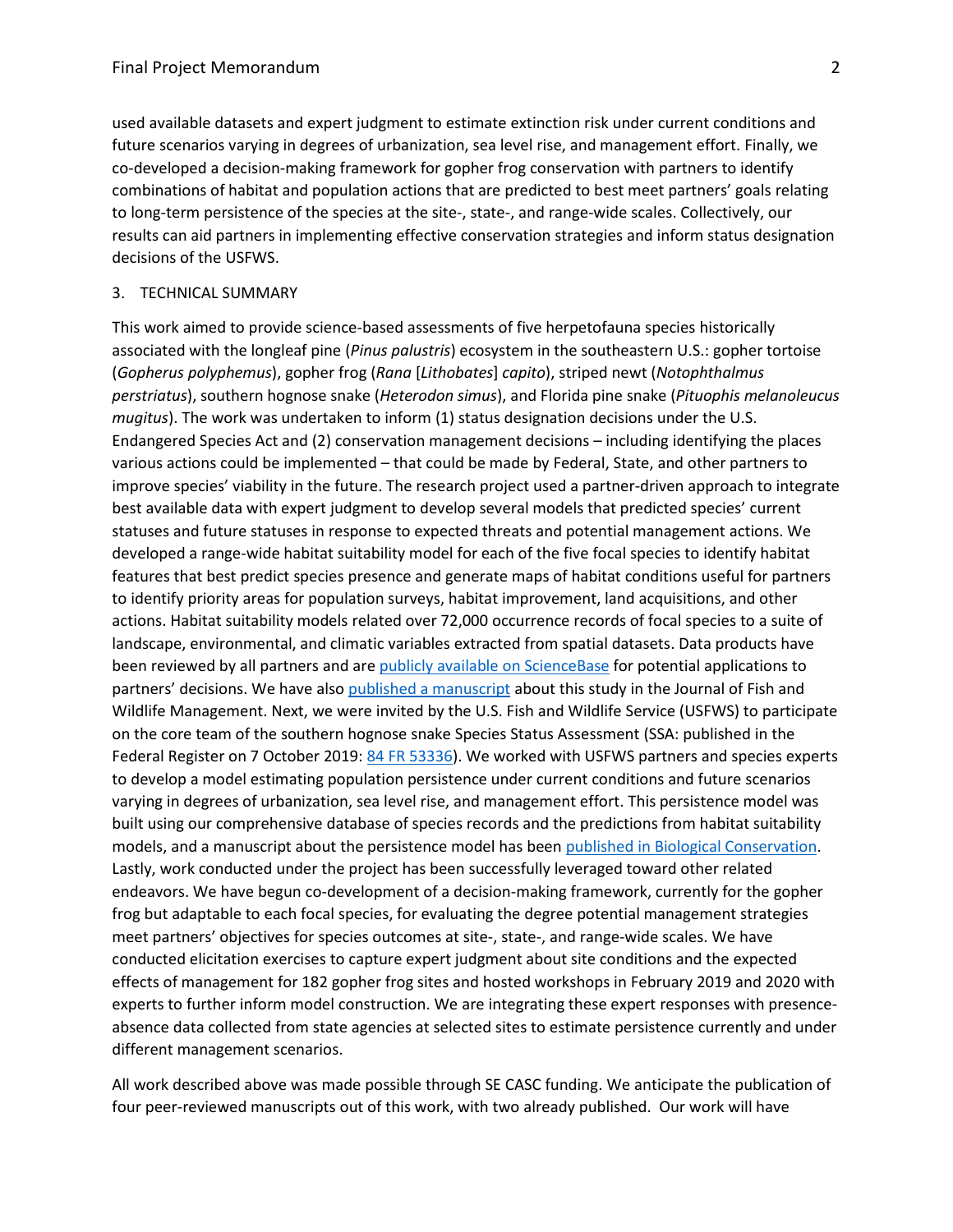used available datasets and expert judgment to estimate extinction risk under current conditions and future scenarios varying in degrees of urbanization, sea level rise, and management effort. Finally, we co-developed a decision-making framework for gopher frog conservation with partners to identify combinations of habitat and population actions that are predicted to best meet partners' goals relating to long-term persistence of the species at the site-, state-, and range-wide scales. Collectively, our results can aid partners in implementing effective conservation strategies and inform status designation decisions of the USFWS.

## 3. TECHNICAL SUMMARY

This work aimed to provide science-based assessments of five herpetofauna species historically associated with the longleaf pine (*Pinus palustris*) ecosystem in the southeastern U.S.: gopher tortoise (*Gopherus polyphemus*), gopher frog (*Rana* [*Lithobates*] *capito*), striped newt (*Notophthalmus perstriatus*), southern hognose snake (*Heterodon simus*), and Florida pine snake (*Pituophis melanoleucus mugitus*). The work was undertaken to inform (1) status designation decisions under the U.S. Endangered Species Act and (2) conservation management decisions – including identifying the places various actions could be implemented – that could be made by Federal, State, and other partners to improve species' viability in the future. The research project used a partner-driven approach to integrate best available data with expert judgment to develop several models that predicted species' current statuses and future statuses in response to expected threats and potential management actions. We developed a range-wide habitat suitability model for each of the five focal species to identify habitat features that best predict species presence and generate maps of habitat conditions useful for partners to identify priority areas for population surveys, habitat improvement, land acquisitions, and other actions. Habitat suitability models related over 72,000 occurrence records of focal species to a suite of landscape, environmental, and climatic variables extracted from spatial datasets. Data products have been reviewed by all partners and are publicly available on ScienceBase for potential applications to partners' decisions. We have also published a manuscript about this study in the Journal of Fish and Wildlife Management. Next, we were invited by the U.S. Fish and Wildlife Service (USFWS) to participate on the core team of the southern hognose snake Species Status Assessment (SSA: published in the Federal Register on 7 October 2019: 84 FR 53336). We worked with USFWS partners and species experts to develop a model estimating population persistence under current conditions and future scenarios varying in degrees of urbanization, sea level rise, and management effort. This persistence model was built using our comprehensive database of species records and the predictions from habitat suitability models, and a manuscript about the persistence model has been published in Biological Conservation. Lastly, work conducted under the project has been successfully leveraged toward other related endeavors. We have begun co-development of a decision-making framework, currently for the gopher frog but adaptable to each focal species, for evaluating the degree potential management strategies meet partners' objectives for species outcomes at site-, state-, and range-wide scales. We have conducted elicitation exercises to capture expert judgment about site conditions and the expected effects of management for 182 gopher frog sites and hosted workshops in February 2019 and 2020 with experts to further inform model construction. We are integrating these expert responses with presence-absence data collected from state agencies at selected sites to estimate persistence currently and under different management scenarios.

All work described above was made possible through SE CASC funding. We anticipate the publication of four peer-reviewed manuscripts out of this work, with two already published. Our work will have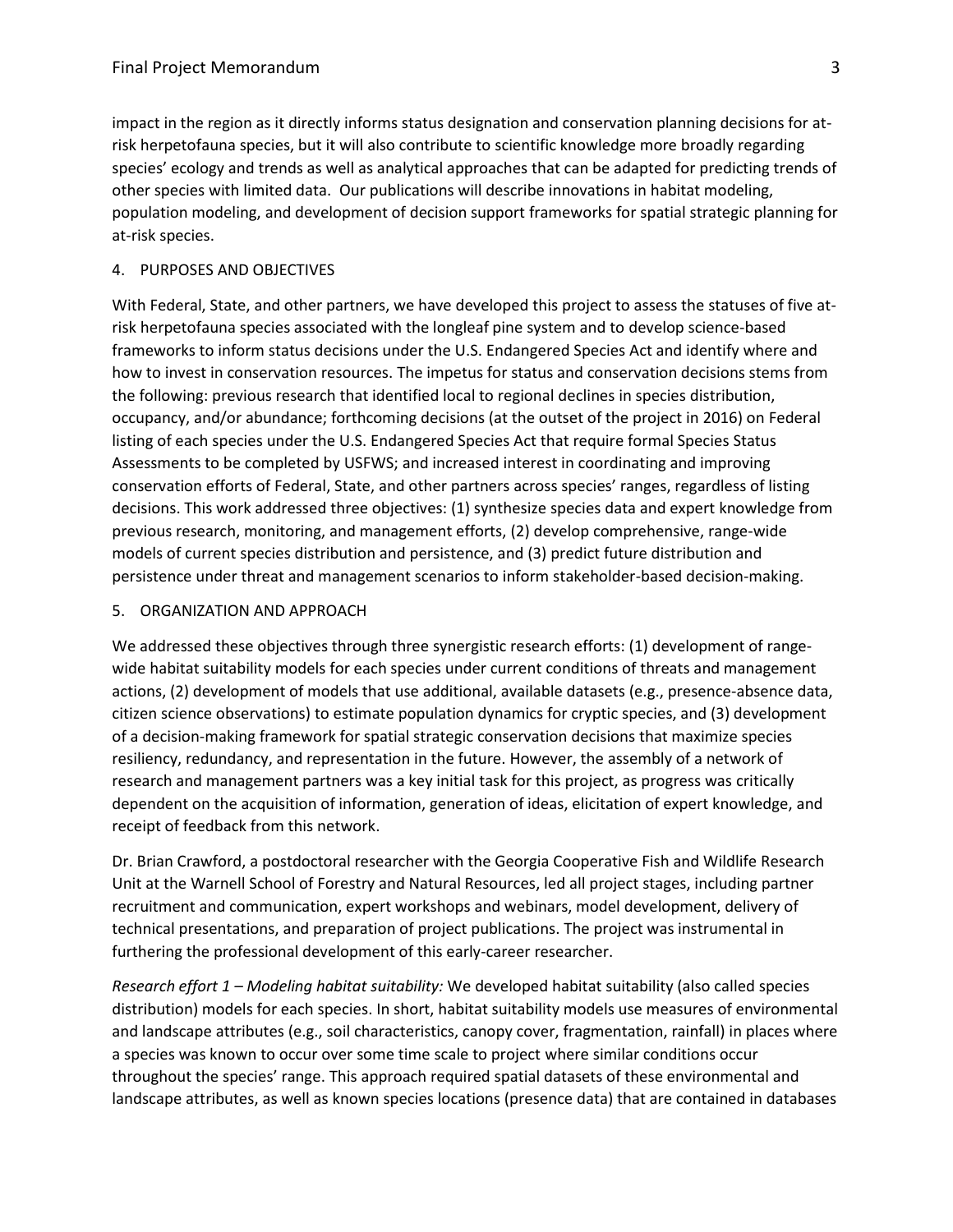impact in the region as it directly informs status designation and conservation planning decisions for at-risk herpetofauna species, but it will also contribute to scientific knowledge more broadly regarding species' ecology and trends as well as analytical approaches that can be adapted for predicting trends of other species with limited data. Our publications will describe innovations in habitat modeling, population modeling, and development of decision support frameworks for spatial strategic planning for at-risk species.

## 4. PURPOSES AND OBJECTIVES

With Federal, State, and other partners, we have developed this project to assess the statuses of five at-risk herpetofauna species associated with the longleaf pine system and to develop science-based frameworks to inform status decisions under the U.S. Endangered Species Act and identify where and how to invest in conservation resources. The impetus for status and conservation decisions stems from the following: previous research that identified local to regional declines in species distribution, occupancy, and/or abundance; forthcoming decisions (at the outset of the project in 2016) on Federal listing of each species under the U.S. Endangered Species Act that require formal Species Status Assessments to be completed by USFWS; and increased interest in coordinating and improving conservation efforts of Federal, State, and other partners across species' ranges, regardless of listing decisions. This work addressed three objectives: (1) synthesize species data and expert knowledge from previous research, monitoring, and management efforts, (2) develop comprehensive, range-wide models of current species distribution and persistence, and (3) predict future distribution and persistence under threat and management scenarios to inform stakeholder-based decision-making.

## 5. ORGANIZATION AND APPROACH

We addressed these objectives through three synergistic research efforts: (1) development of range-wide habitat suitability models for each species under current conditions of threats and management actions, (2) development of models that use additional, available datasets (e.g., presence-absence data, citizen science observations) to estimate population dynamics for cryptic species, and (3) development of a decision-making framework for spatial strategic conservation decisions that maximize species resiliency, redundancy, and representation in the future. However, the assembly of a network of research and management partners was a key initial task for this project, as progress was critically dependent on the acquisition of information, generation of ideas, elicitation of expert knowledge, and receipt of feedback from this network.

Dr. Brian Crawford, a postdoctoral researcher with the Georgia Cooperative Fish and Wildlife Research Unit at the Warnell School of Forestry and Natural Resources, led all project stages, including partner recruitment and communication, expert workshops and webinars, model development, delivery of technical presentations, and preparation of project publications. The project was instrumental in furthering the professional development of this early-career researcher.

*Research effort 1 – Modeling habitat suitability:* We developed habitat suitability (also called species distribution) models for each species. In short, habitat suitability models use measures of environmental and landscape attributes (e.g., soil characteristics, canopy cover, fragmentation, rainfall) in places where a species was known to occur over some time scale to project where similar conditions occur throughout the species' range. This approach required spatial datasets of these environmental and landscape attributes, as well as known species locations (presence data) that are contained in databases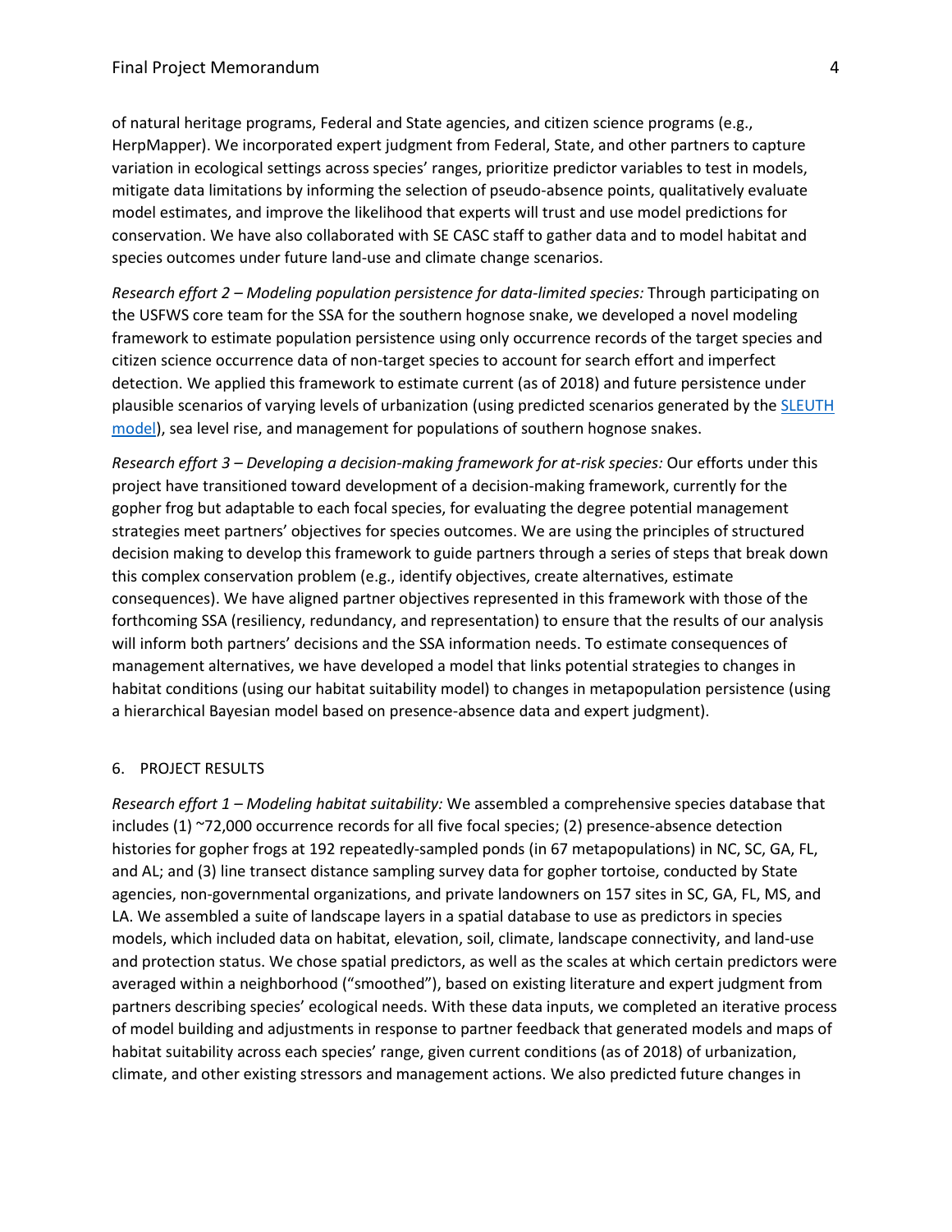of natural heritage programs, Federal and State agencies, and citizen science programs (e.g., HerpMapper). We incorporated expert judgment from Federal, State, and other partners to capture variation in ecological settings across species' ranges, prioritize predictor variables to test in models, mitigate data limitations by informing the selection of pseudo-absence points, qualitatively evaluate model estimates, and improve the likelihood that experts will trust and use model predictions for conservation. We have also collaborated with SE CASC staff to gather data and to model habitat and species outcomes under future land-use and climate change scenarios.

*Research effort 2 – Modeling population persistence for data-limited species:* Through participating on the USFWS core team for the SSA for the southern hognose snake, we developed a novel modeling framework to estimate population persistence using only occurrence records of the target species and citizen science occurrence data of non-target species to account for search effort and imperfect detection. We applied this framework to estimate current (as of 2018) and future persistence under plausible scenarios of varying levels of urbanization (using predicted scenarios generated by the SLEUTH model), sea level rise, and management for populations of southern hognose snakes.

*Research effort 3 – Developing a decision-making framework for at-risk species:* Our efforts under this project have transitioned toward development of a decision-making framework, currently for the gopher frog but adaptable to each focal species, for evaluating the degree potential management strategies meet partners' objectives for species outcomes. We are using the principles of structured decision making to develop this framework to guide partners through a series of steps that break down this complex conservation problem (e.g., identify objectives, create alternatives, estimate consequences). We have aligned partner objectives represented in this framework with those of the forthcoming SSA (resiliency, redundancy, and representation) to ensure that the results of our analysis will inform both partners' decisions and the SSA information needs. To estimate consequences of management alternatives, we have developed a model that links potential strategies to changes in habitat conditions (using our habitat suitability model) to changes in metapopulation persistence (using a hierarchical Bayesian model based on presence-absence data and expert judgment).

## 6. PROJECT RESULTS

*Research effort 1 – Modeling habitat suitability:* We assembled a comprehensive species database that includes (1) ~72,000 occurrence records for all five focal species; (2) presence-absence detection histories for gopher frogs at 192 repeatedly-sampled ponds (in 67 metapopulations) in NC, SC, GA, FL, and AL; and (3) line transect distance sampling survey data for gopher tortoise, conducted by State agencies, non-governmental organizations, and private landowners on 157 sites in SC, GA, FL, MS, and LA. We assembled a suite of landscape layers in a spatial database to use as predictors in species models, which included data on habitat, elevation, soil, climate, landscape connectivity, and land-use and protection status. We chose spatial predictors, as well as the scales at which certain predictors were averaged within a neighborhood ("smoothed"), based on existing literature and expert judgment from partners describing species' ecological needs. With these data inputs, we completed an iterative process of model building and adjustments in response to partner feedback that generated models and maps of habitat suitability across each species' range, given current conditions (as of 2018) of urbanization, climate, and other existing stressors and management actions. We also predicted future changes in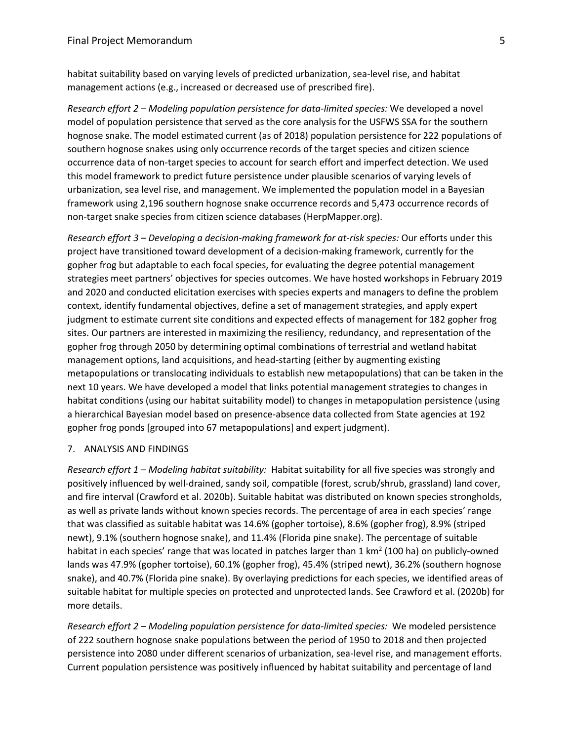habitat suitability based on varying levels of predicted urbanization, sea-level rise, and habitat management actions (e.g., increased or decreased use of prescribed fire).

*Research effort 2 – Modeling population persistence for data-limited species:* We developed a novel model of population persistence that served as the core analysis for the USFWS SSA for the southern hognose snake. The model estimated current (as of 2018) population persistence for 222 populations of southern hognose snakes using only occurrence records of the target species and citizen science occurrence data of non-target species to account for search effort and imperfect detection. We used this model framework to predict future persistence under plausible scenarios of varying levels of urbanization, sea level rise, and management. We implemented the population model in a Bayesian framework using 2,196 southern hognose snake occurrence records and 5,473 occurrence records of non-target snake species from citizen science databases (HerpMapper.org).

*Research effort 3 – Developing a decision-making framework for at-risk species:* Our efforts under this project have transitioned toward development of a decision-making framework, currently for the gopher frog but adaptable to each focal species, for evaluating the degree potential management strategies meet partners' objectives for species outcomes. We have hosted workshops in February 2019 and 2020 and conducted elicitation exercises with species experts and managers to define the problem context, identify fundamental objectives, define a set of management strategies, and apply expert judgment to estimate current site conditions and expected effects of management for 182 gopher frog sites. Our partners are interested in maximizing the resiliency, redundancy, and representation of the gopher frog through 2050 by determining optimal combinations of terrestrial and wetland habitat management options, land acquisitions, and head-starting (either by augmenting existing metapopulations or translocating individuals to establish new metapopulations) that can be taken in the next 10 years. We have developed a model that links potential management strategies to changes in habitat conditions (using our habitat suitability model) to changes in metapopulation persistence (using a hierarchical Bayesian model based on presence-absence data collected from State agencies at 192 gopher frog ponds [grouped into 67 metapopulations] and expert judgment).

## 7. ANALYSIS AND FINDINGS

*Research effort 1 – Modeling habitat suitability:* Habitat suitability for all five species was strongly and positively influenced by well-drained, sandy soil, compatible (forest, scrub/shrub, grassland) land cover, and fire interval (Crawford et al. 2020b). Suitable habitat was distributed on known species strongholds, as well as private lands without known species records. The percentage of area in each species' range that was classified as suitable habitat was 14.6% (gopher tortoise), 8.6% (gopher frog), 8.9% (striped newt), 9.1% (southern hognose snake), and 11.4% (Florida pine snake). The percentage of suitable habitat in each species' range that was located in patches larger than 1 km$^2$ (100 ha) on publicly-owned lands was 47.9% (gopher tortoise), 60.1% (gopher frog), 45.4% (striped newt), 36.2% (southern hognose snake), and 40.7% (Florida pine snake). By overlaying predictions for each species, we identified areas of suitable habitat for multiple species on protected and unprotected lands. See Crawford et al. (2020b) for more details.

*Research effort 2 – Modeling population persistence for data-limited species:* We modeled persistence of 222 southern hognose snake populations between the period of 1950 to 2018 and then projected persistence into 2080 under different scenarios of urbanization, sea-level rise, and management efforts. Current population persistence was positively influenced by habitat suitability and percentage of land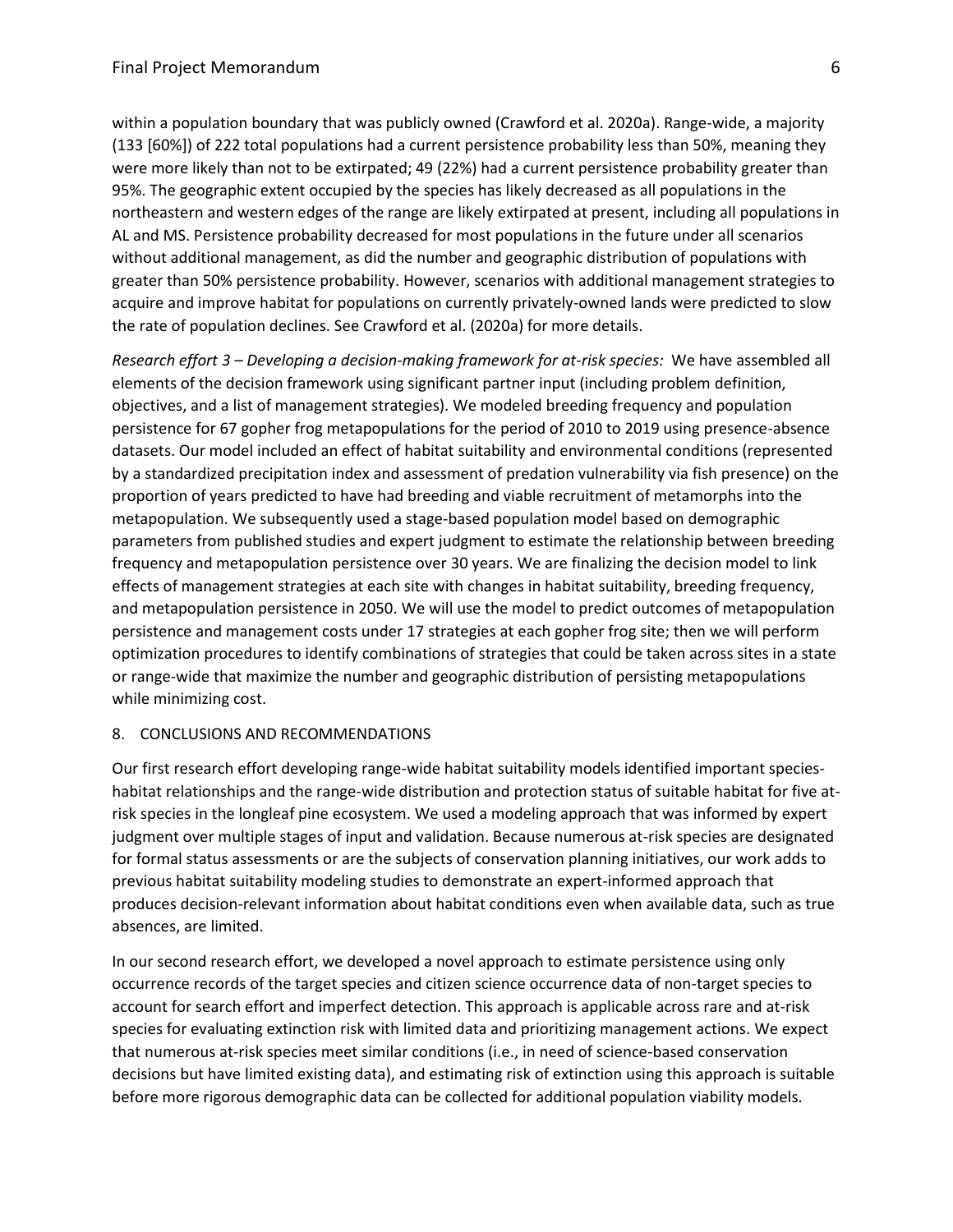within a population boundary that was publicly owned (Crawford et al. 2020a). Range-wide, a majority (133 [60%]) of 222 total populations had a current persistence probability less than 50%, meaning they were more likely than not to be extirpated; 49 (22%) had a current persistence probability greater than 95%. The geographic extent occupied by the species has likely decreased as all populations in the northeastern and western edges of the range are likely extirpated at present, including all populations in AL and MS. Persistence probability decreased for most populations in the future under all scenarios without additional management, as did the number and geographic distribution of populations with greater than 50% persistence probability. However, scenarios with additional management strategies to acquire and improve habitat for populations on currently privately-owned lands were predicted to slow the rate of population declines. See Crawford et al. (2020a) for more details.

*Research effort 3 – Developing a decision-making framework for at-risk species:* We have assembled all elements of the decision framework using significant partner input (including problem definition, objectives, and a list of management strategies). We modeled breeding frequency and population persistence for 67 gopher frog metapopulations for the period of 2010 to 2019 using presence-absence datasets. Our model included an effect of habitat suitability and environmental conditions (represented by a standardized precipitation index and assessment of predation vulnerability via fish presence) on the proportion of years predicted to have had breeding and viable recruitment of metamorphs into the metapopulation. We subsequently used a stage-based population model based on demographic parameters from published studies and expert judgment to estimate the relationship between breeding frequency and metapopulation persistence over 30 years. We are finalizing the decision model to link effects of management strategies at each site with changes in habitat suitability, breeding frequency, and metapopulation persistence in 2050. We will use the model to predict outcomes of metapopulation persistence and management costs under 17 strategies at each gopher frog site; then we will perform optimization procedures to identify combinations of strategies that could be taken across sites in a state or range-wide that maximize the number and geographic distribution of persisting metapopulations while minimizing cost.

## 8. CONCLUSIONS AND RECOMMENDATIONS

Our first research effort developing range-wide habitat suitability models identified important species-habitat relationships and the range-wide distribution and protection status of suitable habitat for five at-risk species in the longleaf pine ecosystem. We used a modeling approach that was informed by expert judgment over multiple stages of input and validation. Because numerous at-risk species are designated for formal status assessments or are the subjects of conservation planning initiatives, our work adds to previous habitat suitability modeling studies to demonstrate an expert-informed approach that produces decision-relevant information about habitat conditions even when available data, such as true absences, are limited.

In our second research effort, we developed a novel approach to estimate persistence using only occurrence records of the target species and citizen science occurrence data of non-target species to account for search effort and imperfect detection. This approach is applicable across rare and at-risk species for evaluating extinction risk with limited data and prioritizing management actions. We expect that numerous at-risk species meet similar conditions (i.e., in need of science-based conservation decisions but have limited existing data), and estimating risk of extinction using this approach is suitable before more rigorous demographic data can be collected for additional population viability models.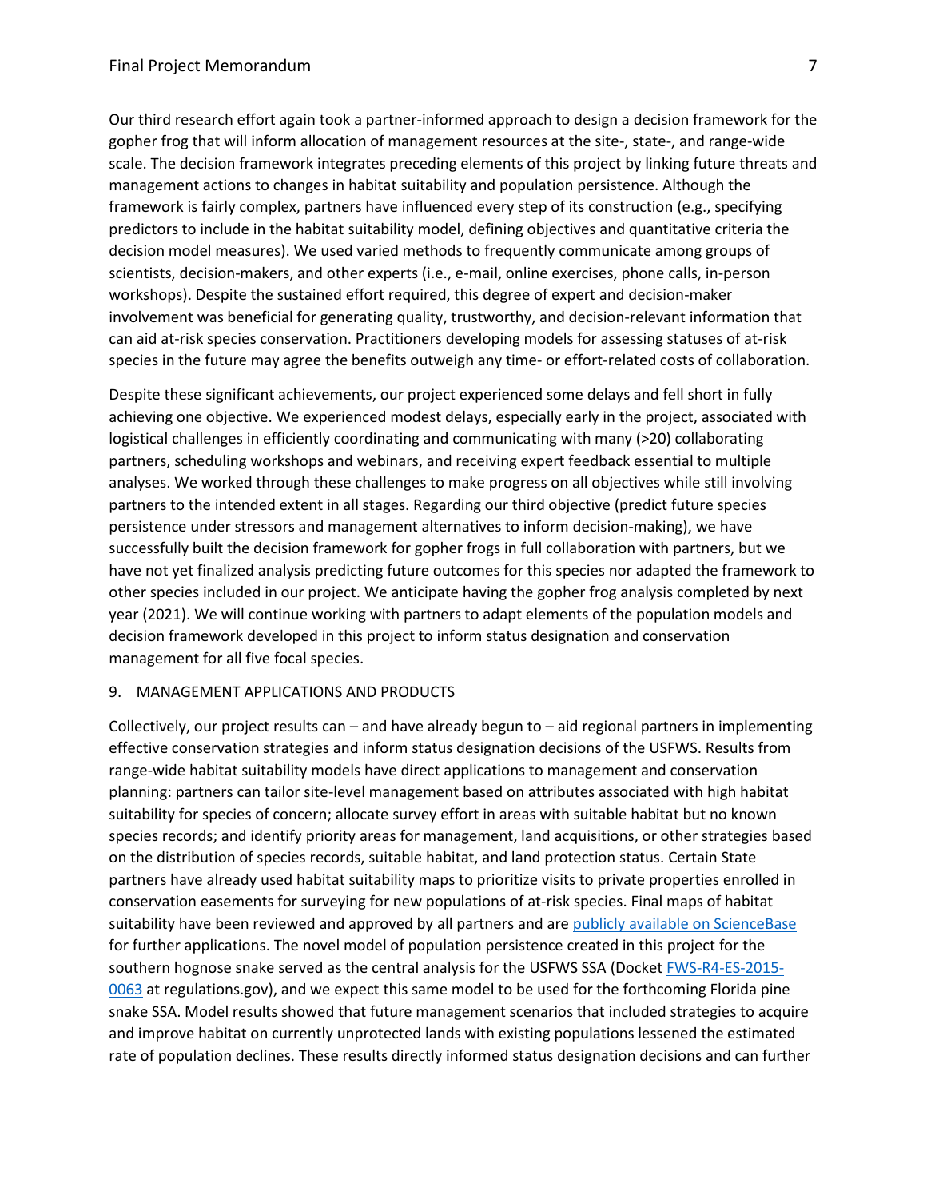Our third research effort again took a partner-informed approach to design a decision framework for the gopher frog that will inform allocation of management resources at the site-, state-, and range-wide scale. The decision framework integrates preceding elements of this project by linking future threats and management actions to changes in habitat suitability and population persistence. Although the framework is fairly complex, partners have influenced every step of its construction (e.g., specifying predictors to include in the habitat suitability model, defining objectives and quantitative criteria the decision model measures). We used varied methods to frequently communicate among groups of scientists, decision-makers, and other experts (i.e., e-mail, online exercises, phone calls, in-person workshops). Despite the sustained effort required, this degree of expert and decision-maker involvement was beneficial for generating quality, trustworthy, and decision-relevant information that can aid at-risk species conservation. Practitioners developing models for assessing statuses of at-risk species in the future may agree the benefits outweigh any time- or effort-related costs of collaboration.

Despite these significant achievements, our project experienced some delays and fell short in fully achieving one objective. We experienced modest delays, especially early in the project, associated with logistical challenges in efficiently coordinating and communicating with many (>20) collaborating partners, scheduling workshops and webinars, and receiving expert feedback essential to multiple analyses. We worked through these challenges to make progress on all objectives while still involving partners to the intended extent in all stages. Regarding our third objective (predict future species persistence under stressors and management alternatives to inform decision-making), we have successfully built the decision framework for gopher frogs in full collaboration with partners, but we have not yet finalized analysis predicting future outcomes for this species nor adapted the framework to other species included in our project. We anticipate having the gopher frog analysis completed by next year (2021). We will continue working with partners to adapt elements of the population models and decision framework developed in this project to inform status designation and conservation management for all five focal species.

## 9. MANAGEMENT APPLICATIONS AND PRODUCTS

Collectively, our project results can – and have already begun to – aid regional partners in implementing effective conservation strategies and inform status designation decisions of the USFWS. Results from range-wide habitat suitability models have direct applications to management and conservation planning: partners can tailor site-level management based on attributes associated with high habitat suitability for species of concern; allocate survey effort in areas with suitable habitat but no known species records; and identify priority areas for management, land acquisitions, or other strategies based on the distribution of species records, suitable habitat, and land protection status. Certain State partners have already used habitat suitability maps to prioritize visits to private properties enrolled in conservation easements for surveying for new populations of at-risk species. Final maps of habitat suitability have been reviewed and approved by all partners and are publicly available on ScienceBase for further applications. The novel model of population persistence created in this project for the southern hognose snake served as the central analysis for the USFWS SSA (Docket FWS-R4-ES-2015-0063 at regulations.gov), and we expect this same model to be used for the forthcoming Florida pine snake SSA. Model results showed that future management scenarios that included strategies to acquire and improve habitat on currently unprotected lands with existing populations lessened the estimated rate of population declines. These results directly informed status designation decisions and can further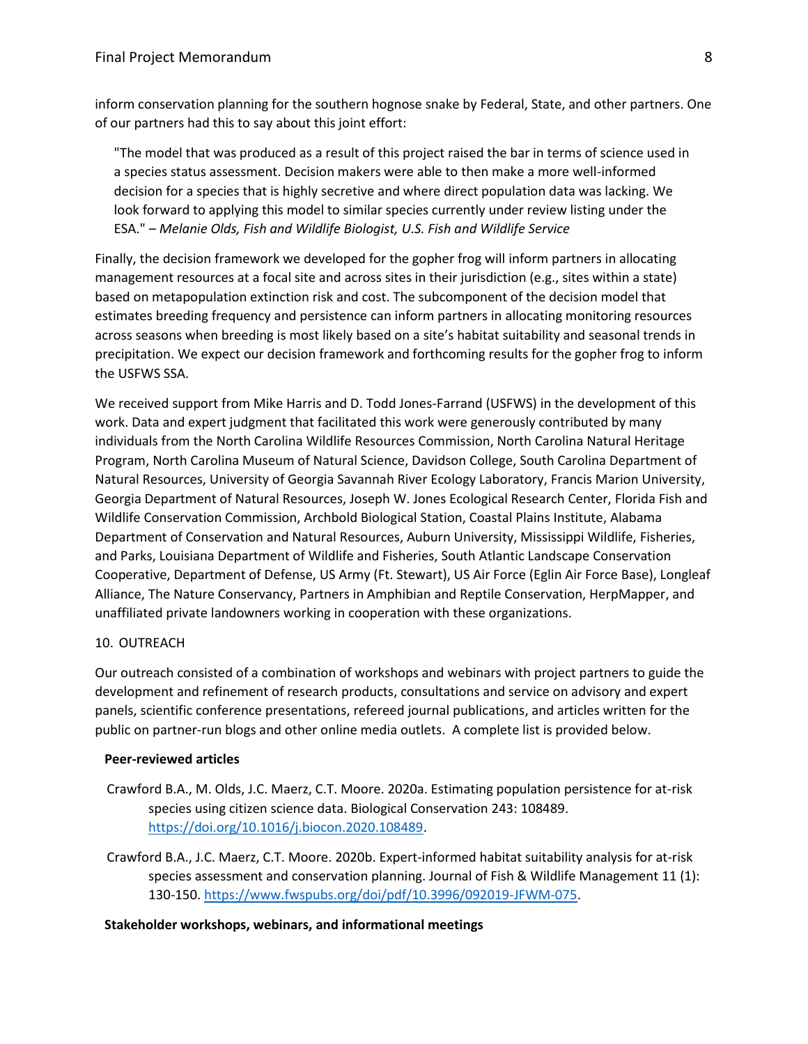inform conservation planning for the southern hognose snake by Federal, State, and other partners. One of our partners had this to say about this joint effort:

> "The model that was produced as a result of this project raised the bar in terms of science used in a species status assessment. Decision makers were able to then make a more well-informed decision for a species that is highly secretive and where direct population data was lacking. We look forward to applying this model to similar species currently under review listing under the ESA." – *Melanie Olds, Fish and Wildlife Biologist, U.S. Fish and Wildlife Service*

Finally, the decision framework we developed for the gopher frog will inform partners in allocating management resources at a focal site and across sites in their jurisdiction (e.g., sites within a state) based on metapopulation extinction risk and cost. The subcomponent of the decision model that estimates breeding frequency and persistence can inform partners in allocating monitoring resources across seasons when breeding is most likely based on a site's habitat suitability and seasonal trends in precipitation. We expect our decision framework and forthcoming results for the gopher frog to inform the USFWS SSA.

We received support from Mike Harris and D. Todd Jones-Farrand (USFWS) in the development of this work. Data and expert judgment that facilitated this work were generously contributed by many individuals from the North Carolina Wildlife Resources Commission, North Carolina Natural Heritage Program, North Carolina Museum of Natural Science, Davidson College, South Carolina Department of Natural Resources, University of Georgia Savannah River Ecology Laboratory, Francis Marion University, Georgia Department of Natural Resources, Joseph W. Jones Ecological Research Center, Florida Fish and Wildlife Conservation Commission, Archbold Biological Station, Coastal Plains Institute, Alabama Department of Conservation and Natural Resources, Auburn University, Mississippi Wildlife, Fisheries, and Parks, Louisiana Department of Wildlife and Fisheries, South Atlantic Landscape Conservation Cooperative, Department of Defense, US Army (Ft. Stewart), US Air Force (Eglin Air Force Base), Longleaf Alliance, The Nature Conservancy, Partners in Amphibian and Reptile Conservation, HerpMapper, and unaffiliated private landowners working in cooperation with these organizations.

## 10. OUTREACH

Our outreach consisted of a combination of workshops and webinars with project partners to guide the development and refinement of research products, consultations and service on advisory and expert panels, scientific conference presentations, refereed journal publications, and articles written for the public on partner-run blogs and other online media outlets. A complete list is provided below.

### Peer-reviewed articles

Crawford B.A., M. Olds, J.C. Maerz, C.T. Moore. 2020a. Estimating population persistence for at-risk species using citizen science data. Biological Conservation 243: 108489. https://doi.org/10.1016/j.biocon.2020.108489.

Crawford B.A., J.C. Maerz, C.T. Moore. 2020b. Expert-informed habitat suitability analysis for at-risk species assessment and conservation planning. Journal of Fish & Wildlife Management 11 (1): 130-150. https://www.fwspubs.org/doi/pdf/10.3996/092019-JFWM-075.

### Stakeholder workshops, webinars, and informational meetings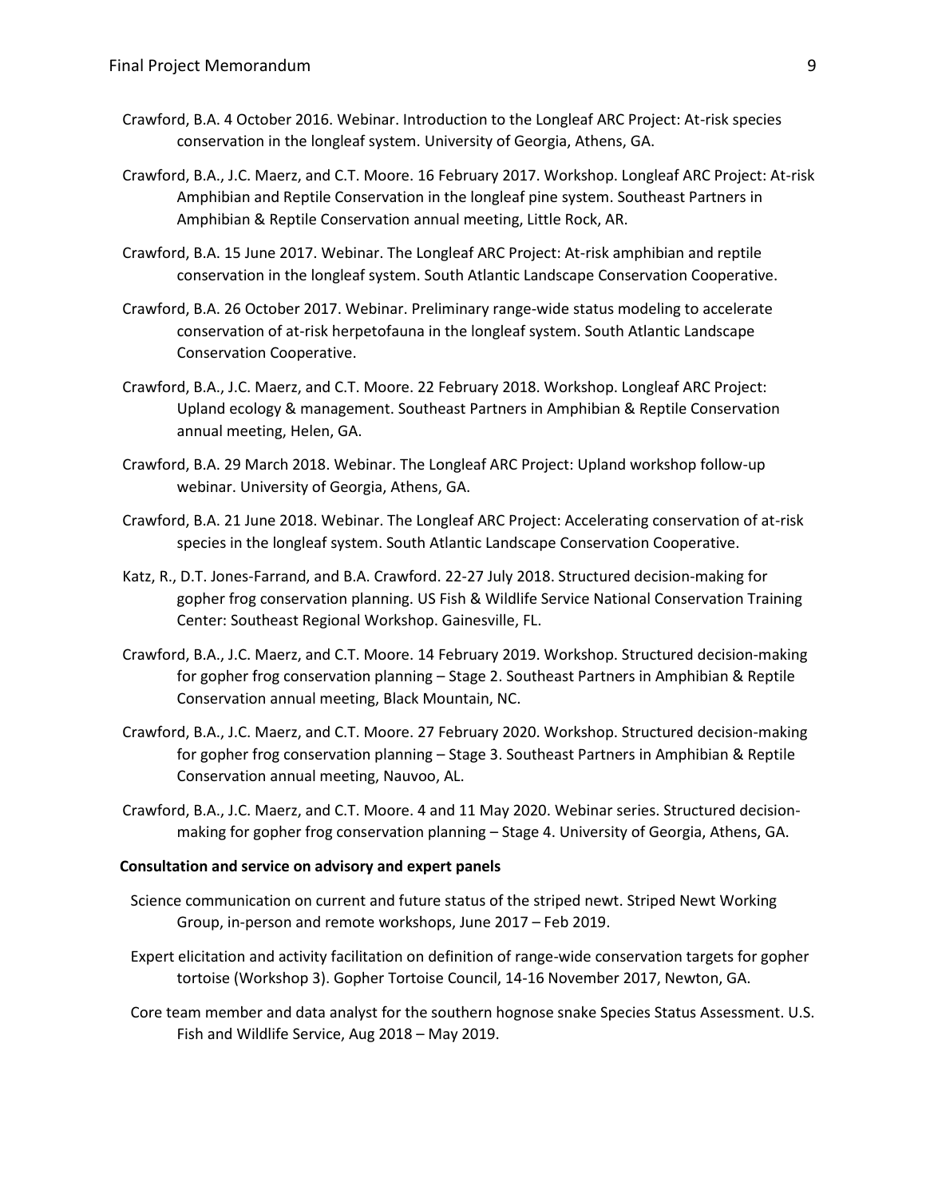Crawford, B.A. 4 October 2016. Webinar. Introduction to the Longleaf ARC Project: At-risk species conservation in the longleaf system. University of Georgia, Athens, GA.

Crawford, B.A., J.C. Maerz, and C.T. Moore. 16 February 2017. Workshop. Longleaf ARC Project: At-risk Amphibian and Reptile Conservation in the longleaf pine system. Southeast Partners in Amphibian & Reptile Conservation annual meeting, Little Rock, AR.

Crawford, B.A. 15 June 2017. Webinar. The Longleaf ARC Project: At-risk amphibian and reptile conservation in the longleaf system. South Atlantic Landscape Conservation Cooperative.

Crawford, B.A. 26 October 2017. Webinar. Preliminary range-wide status modeling to accelerate conservation of at-risk herpetofauna in the longleaf system. South Atlantic Landscape Conservation Cooperative.

Crawford, B.A., J.C. Maerz, and C.T. Moore. 22 February 2018. Workshop. Longleaf ARC Project: Upland ecology & management. Southeast Partners in Amphibian & Reptile Conservation annual meeting, Helen, GA.

Crawford, B.A. 29 March 2018. Webinar. The Longleaf ARC Project: Upland workshop follow-up webinar. University of Georgia, Athens, GA.

Crawford, B.A. 21 June 2018. Webinar. The Longleaf ARC Project: Accelerating conservation of at-risk species in the longleaf system. South Atlantic Landscape Conservation Cooperative.

Katz, R., D.T. Jones-Farrand, and B.A. Crawford. 22-27 July 2018. Structured decision-making for gopher frog conservation planning. US Fish & Wildlife Service National Conservation Training Center: Southeast Regional Workshop. Gainesville, FL.

Crawford, B.A., J.C. Maerz, and C.T. Moore. 14 February 2019. Workshop. Structured decision-making for gopher frog conservation planning – Stage 2. Southeast Partners in Amphibian & Reptile Conservation annual meeting, Black Mountain, NC.

Crawford, B.A., J.C. Maerz, and C.T. Moore. 27 February 2020. Workshop. Structured decision-making for gopher frog conservation planning – Stage 3. Southeast Partners in Amphibian & Reptile Conservation annual meeting, Nauvoo, AL.

Crawford, B.A., J.C. Maerz, and C.T. Moore. 4 and 11 May 2020. Webinar series. Structured decision-making for gopher frog conservation planning – Stage 4. University of Georgia, Athens, GA.

**Consultation and service on advisory and expert panels**

Science communication on current and future status of the striped newt. Striped Newt Working Group, in-person and remote workshops, June 2017 – Feb 2019.

Expert elicitation and activity facilitation on definition of range-wide conservation targets for gopher tortoise (Workshop 3). Gopher Tortoise Council, 14-16 November 2017, Newton, GA.

Core team member and data analyst for the southern hognose snake Species Status Assessment. U.S. Fish and Wildlife Service, Aug 2018 – May 2019.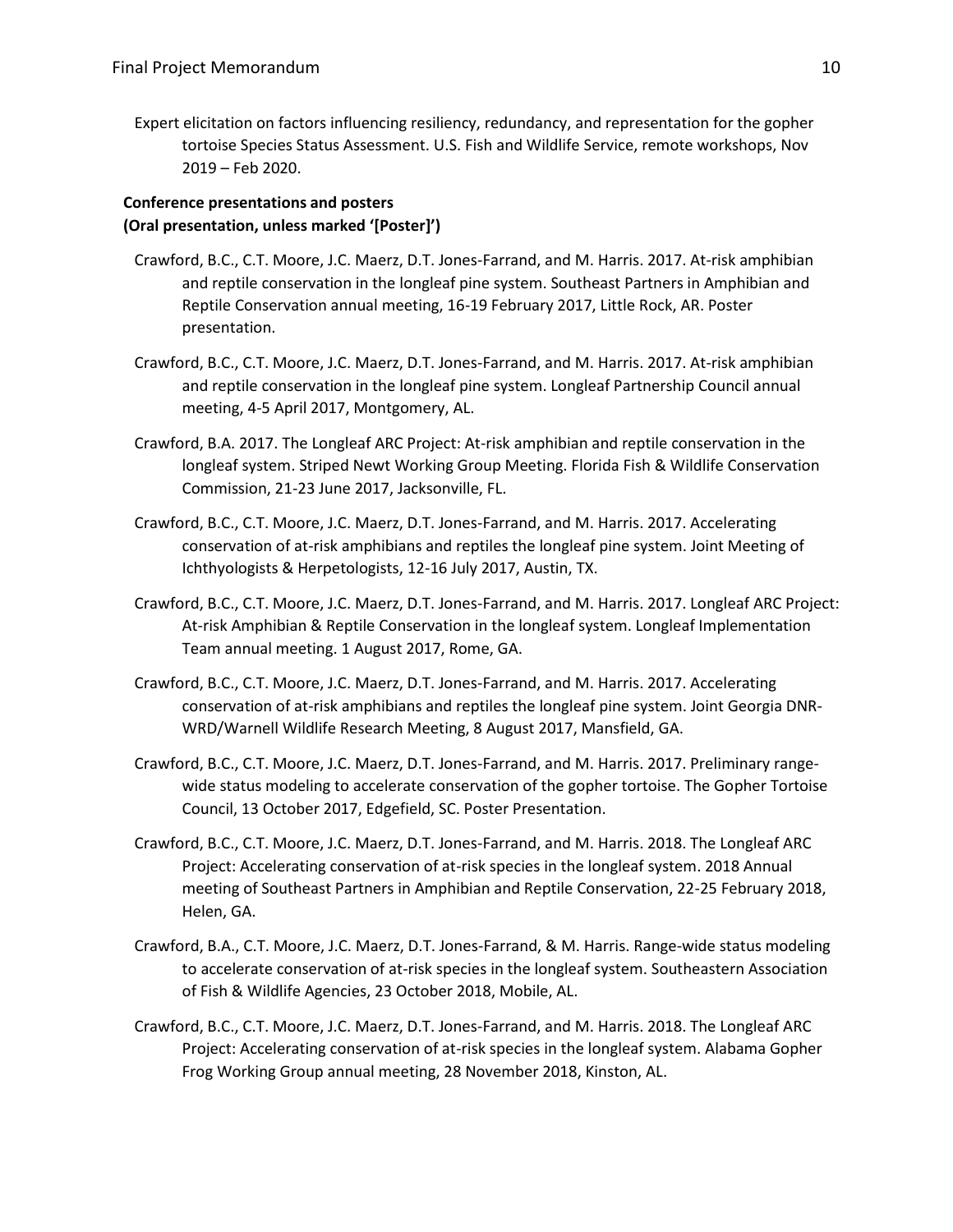Expert elicitation on factors influencing resiliency, redundancy, and representation for the gopher tortoise Species Status Assessment. U.S. Fish and Wildlife Service, remote workshops, Nov 2019 – Feb 2020.

**Conference presentations and posters**
**(Oral presentation, unless marked '[Poster]')**

Crawford, B.C., C.T. Moore, J.C. Maerz, D.T. Jones-Farrand, and M. Harris. 2017. At-risk amphibian and reptile conservation in the longleaf pine system. Southeast Partners in Amphibian and Reptile Conservation annual meeting, 16-19 February 2017, Little Rock, AR. Poster presentation.

Crawford, B.C., C.T. Moore, J.C. Maerz, D.T. Jones-Farrand, and M. Harris. 2017. At-risk amphibian and reptile conservation in the longleaf pine system. Longleaf Partnership Council annual meeting, 4-5 April 2017, Montgomery, AL.

Crawford, B.A. 2017. The Longleaf ARC Project: At-risk amphibian and reptile conservation in the longleaf system. Striped Newt Working Group Meeting. Florida Fish & Wildlife Conservation Commission, 21-23 June 2017, Jacksonville, FL.

Crawford, B.C., C.T. Moore, J.C. Maerz, D.T. Jones-Farrand, and M. Harris. 2017. Accelerating conservation of at-risk amphibians and reptiles the longleaf pine system. Joint Meeting of Ichthyologists & Herpetologists, 12-16 July 2017, Austin, TX.

Crawford, B.C., C.T. Moore, J.C. Maerz, D.T. Jones-Farrand, and M. Harris. 2017. Longleaf ARC Project: At-risk Amphibian & Reptile Conservation in the longleaf system. Longleaf Implementation Team annual meeting. 1 August 2017, Rome, GA.

Crawford, B.C., C.T. Moore, J.C. Maerz, D.T. Jones-Farrand, and M. Harris. 2017. Accelerating conservation of at-risk amphibians and reptiles the longleaf pine system. Joint Georgia DNR-WRD/Warnell Wildlife Research Meeting, 8 August 2017, Mansfield, GA.

Crawford, B.C., C.T. Moore, J.C. Maerz, D.T. Jones-Farrand, and M. Harris. 2017. Preliminary range-wide status modeling to accelerate conservation of the gopher tortoise. The Gopher Tortoise Council, 13 October 2017, Edgefield, SC. Poster Presentation.

Crawford, B.C., C.T. Moore, J.C. Maerz, D.T. Jones-Farrand, and M. Harris. 2018. The Longleaf ARC Project: Accelerating conservation of at-risk species in the longleaf system. 2018 Annual meeting of Southeast Partners in Amphibian and Reptile Conservation, 22-25 February 2018, Helen, GA.

Crawford, B.A., C.T. Moore, J.C. Maerz, D.T. Jones-Farrand, & M. Harris. Range-wide status modeling to accelerate conservation of at-risk species in the longleaf system. Southeastern Association of Fish & Wildlife Agencies, 23 October 2018, Mobile, AL.

Crawford, B.C., C.T. Moore, J.C. Maerz, D.T. Jones-Farrand, and M. Harris. 2018. The Longleaf ARC Project: Accelerating conservation of at-risk species in the longleaf system. Alabama Gopher Frog Working Group annual meeting, 28 November 2018, Kinston, AL.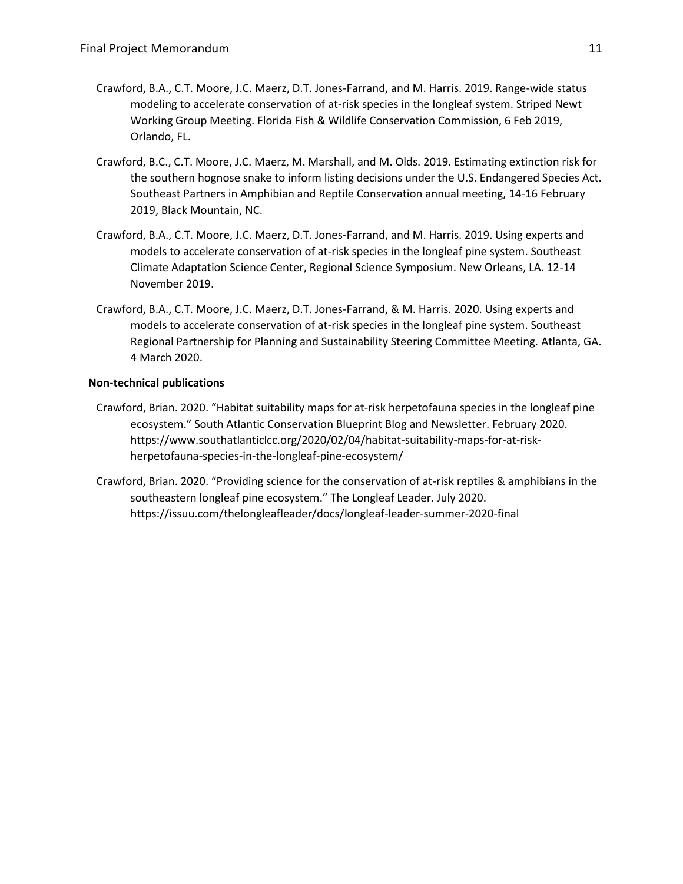Crawford, B.A., C.T. Moore, J.C. Maerz, D.T. Jones-Farrand, and M. Harris. 2019. Range-wide status modeling to accelerate conservation of at-risk species in the longleaf system. Striped Newt Working Group Meeting. Florida Fish & Wildlife Conservation Commission, 6 Feb 2019, Orlando, FL.

Crawford, B.C., C.T. Moore, J.C. Maerz, M. Marshall, and M. Olds. 2019. Estimating extinction risk for the southern hognose snake to inform listing decisions under the U.S. Endangered Species Act. Southeast Partners in Amphibian and Reptile Conservation annual meeting, 14-16 February 2019, Black Mountain, NC.

Crawford, B.A., C.T. Moore, J.C. Maerz, D.T. Jones-Farrand, and M. Harris. 2019. Using experts and models to accelerate conservation of at-risk species in the longleaf pine system. Southeast Climate Adaptation Science Center, Regional Science Symposium. New Orleans, LA. 12-14 November 2019.

Crawford, B.A., C.T. Moore, J.C. Maerz, D.T. Jones-Farrand, & M. Harris. 2020. Using experts and models to accelerate conservation of at-risk species in the longleaf pine system. Southeast Regional Partnership for Planning and Sustainability Steering Committee Meeting. Atlanta, GA. 4 March 2020.

**Non-technical publications**

Crawford, Brian. 2020. "Habitat suitability maps for at-risk herpetofauna species in the longleaf pine ecosystem." South Atlantic Conservation Blueprint Blog and Newsletter. February 2020. https://www.southatlanticlcc.org/2020/02/04/habitat-suitability-maps-for-at-risk-herpetofauna-species-in-the-longleaf-pine-ecosystem/

Crawford, Brian. 2020. "Providing science for the conservation of at-risk reptiles & amphibians in the southeastern longleaf pine ecosystem." The Longleaf Leader. July 2020. https://issuu.com/thelongleafleader/docs/longleaf-leader-summer-2020-final